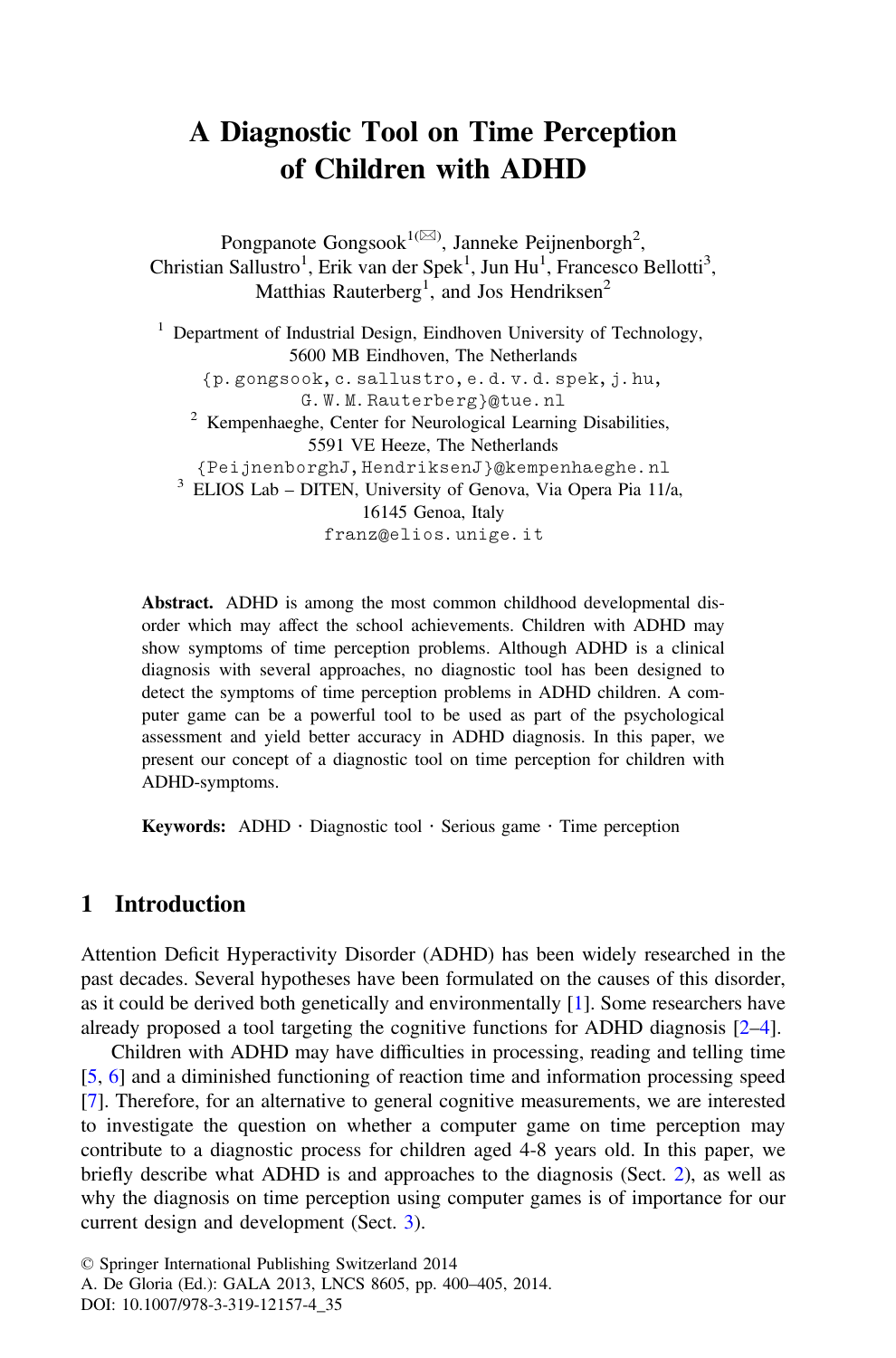# A Diagnostic Tool on Time Perception of Children with ADHD

Pongpanote Gongsook[1](✉), Janneke Peijnenborgh[2], Christian Sallustro[1], Erik van der Spek[1], Jun Hu[1], Francesco Bellotti[3], Matthias Rauterberg[1], and Jos Hendriksen[2]

[1] Department of Industrial Design, Eindhoven University of Technology, 5600 MB Eindhoven, The Netherlands
{p.gongsook, c.sallustro, e.d.v.d.spek, j.hu, G.W.M.Rauterberg}@tue.nl

[2] Kempenhaeghe, Center for Neurological Learning Disabilities, 5591 VE Heeze, The Netherlands
{PeijnenborghJ, HendriksenJ}@kempenhaeghe.nl

[3] ELIOS Lab – DITEN, University of Genova, Via Opera Pia 11/a, 16145 Genoa, Italy
franz@elios.unige.it

**Abstract.** ADHD is among the most common childhood developmental disorder which may affect the school achievements. Children with ADHD may show symptoms of time perception problems. Although ADHD is a clinical diagnosis with several approaches, no diagnostic tool has been designed to detect the symptoms of time perception problems in ADHD children. A computer game can be a powerful tool to be used as part of the psychological assessment and yield better accuracy in ADHD diagnosis. In this paper, we present our concept of a diagnostic tool on time perception for children with ADHD-symptoms.

**Keywords:** ADHD · Diagnostic tool · Serious game · Time perception

## 1 Introduction

Attention Deficit Hyperactivity Disorder (ADHD) has been widely researched in the past decades. Several hypotheses have been formulated on the causes of this disorder, as it could be derived both genetically and environmentally [1]. Some researchers have already proposed a tool targeting the cognitive functions for ADHD diagnosis [2–4].

Children with ADHD may have difficulties in processing, reading and telling time [5, 6] and a diminished functioning of reaction time and information processing speed [7]. Therefore, for an alternative to general cognitive measurements, we are interested to investigate the question on whether a computer game on time perception may contribute to a diagnostic process for children aged 4-8 years old. In this paper, we briefly describe what ADHD is and approaches to the diagnosis (Sect. 2), as well as why the diagnosis on time perception using computer games is of importance for our current design and development (Sect. 3).

© Springer International Publishing Switzerland 2014
A. De Gloria (Ed.): GALA 2013, LNCS 8605, pp. 400–405, 2014.
DOI: 10.1007/978-3-319-12157-4_35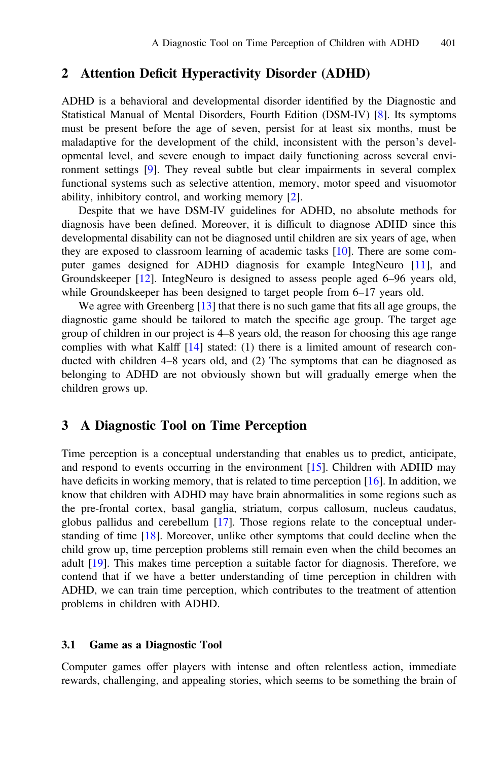## 2 Attention Deficit Hyperactivity Disorder (ADHD)

ADHD is a behavioral and developmental disorder identified by the Diagnostic and Statistical Manual of Mental Disorders, Fourth Edition (DSM-IV) [8]. Its symptoms must be present before the age of seven, persist for at least six months, must be maladaptive for the development of the child, inconsistent with the person's developmental level, and severe enough to impact daily functioning across several environment settings [9]. They reveal subtle but clear impairments in several complex functional systems such as selective attention, memory, motor speed and visuomotor ability, inhibitory control, and working memory [2].

Despite that we have DSM-IV guidelines for ADHD, no absolute methods for diagnosis have been defined. Moreover, it is difficult to diagnose ADHD since this developmental disability can not be diagnosed until children are six years of age, when they are exposed to classroom learning of academic tasks [10]. There are some computer games designed for ADHD diagnosis for example IntegNeuro [11], and Groundskeeper [12]. IntegNeuro is designed to assess people aged 6–96 years old, while Groundskeeper has been designed to target people from 6–17 years old.

We agree with Greenberg [13] that there is no such game that fits all age groups, the diagnostic game should be tailored to match the specific age group. The target age group of children in our project is 4–8 years old, the reason for choosing this age range complies with what Kalff [14] stated: (1) there is a limited amount of research conducted with children 4–8 years old, and (2) The symptoms that can be diagnosed as belonging to ADHD are not obviously shown but will gradually emerge when the children grows up.

## 3 A Diagnostic Tool on Time Perception

Time perception is a conceptual understanding that enables us to predict, anticipate, and respond to events occurring in the environment [15]. Children with ADHD may have deficits in working memory, that is related to time perception [16]. In addition, we know that children with ADHD may have brain abnormalities in some regions such as the pre-frontal cortex, basal ganglia, striatum, corpus callosum, nucleus caudatus, globus pallidus and cerebellum [17]. Those regions relate to the conceptual understanding of time [18]. Moreover, unlike other symptoms that could decline when the child grow up, time perception problems still remain even when the child becomes an adult [19]. This makes time perception a suitable factor for diagnosis. Therefore, we contend that if we have a better understanding of time perception in children with ADHD, we can train time perception, which contributes to the treatment of attention problems in children with ADHD.

### 3.1 Game as a Diagnostic Tool

Computer games offer players with intense and often relentless action, immediate rewards, challenging, and appealing stories, which seems to be something the brain of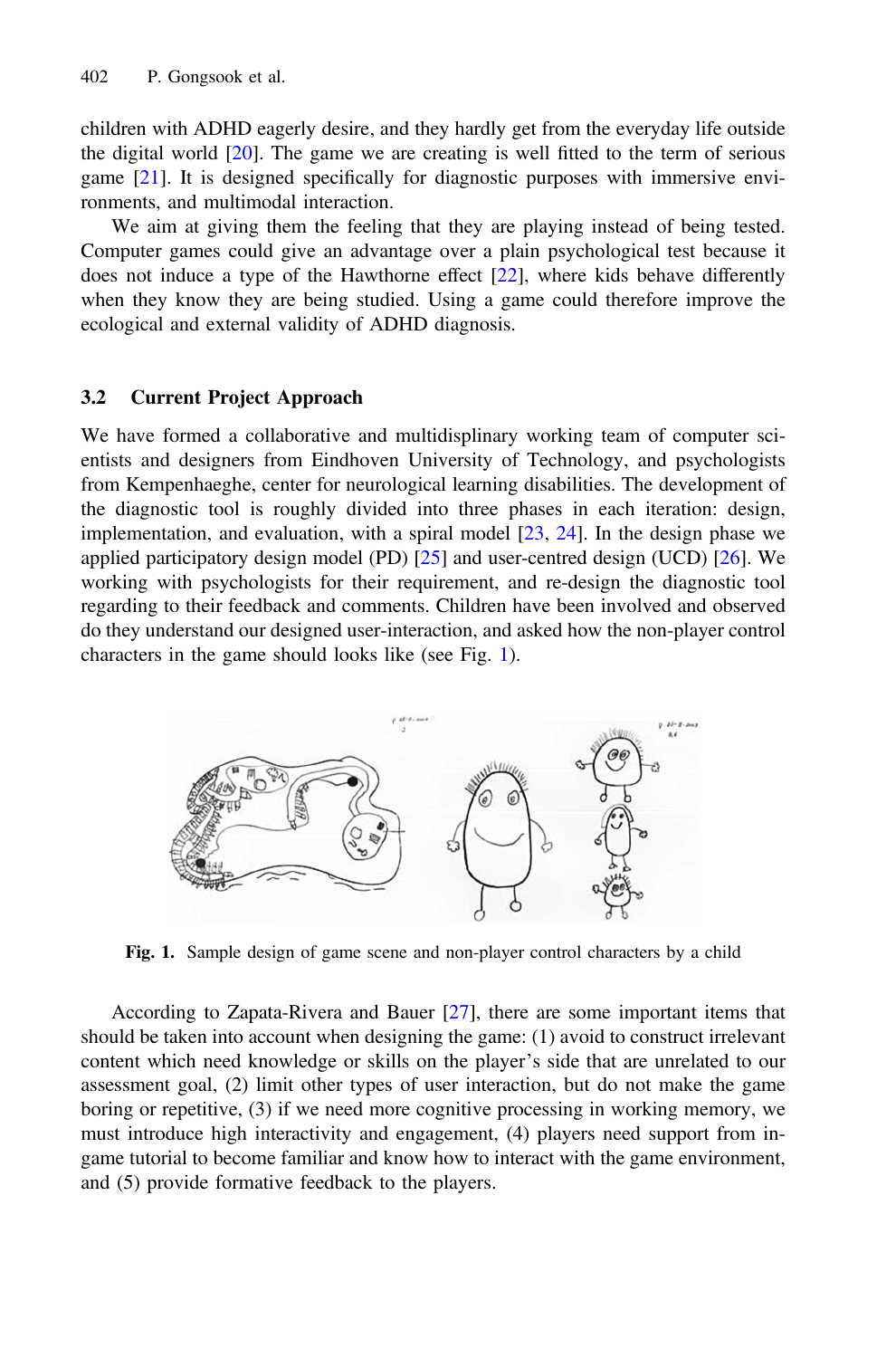children with ADHD eagerly desire, and they hardly get from the everyday life outside the digital world [20]. The game we are creating is well fitted to the term of serious game [21]. It is designed specifically for diagnostic purposes with immersive environments, and multimodal interaction.

We aim at giving them the feeling that they are playing instead of being tested. Computer games could give an advantage over a plain psychological test because it does not induce a type of the Hawthorne effect [22], where kids behave differently when they know they are being studied. Using a game could therefore improve the ecological and external validity of ADHD diagnosis.

### 3.2 Current Project Approach

We have formed a collaborative and multidisplinary working team of computer scientists and designers from Eindhoven University of Technology, and psychologists from Kempenhaeghe, center for neurological learning disabilities. The development of the diagnostic tool is roughly divided into three phases in each iteration: design, implementation, and evaluation, with a spiral model [23, 24]. In the design phase we applied participatory design model (PD) [25] and user-centred design (UCD) [26]. We working with psychologists for their requirement, and re-design the diagnostic tool regarding to their feedback and comments. Children have been involved and observed do they understand our designed user-interaction, and asked how the non-player control characters in the game should looks like (see Fig. 1).

**Fig. 1.** Sample design of game scene and non-player control characters by a child

According to Zapata-Rivera and Bauer [27], there are some important items that should be taken into account when designing the game: (1) avoid to construct irrelevant content which need knowledge or skills on the player's side that are unrelated to our assessment goal, (2) limit other types of user interaction, but do not make the game boring or repetitive, (3) if we need more cognitive processing in working memory, we must introduce high interactivity and engagement, (4) players need support from in-game tutorial to become familiar and know how to interact with the game environment, and (5) provide formative feedback to the players.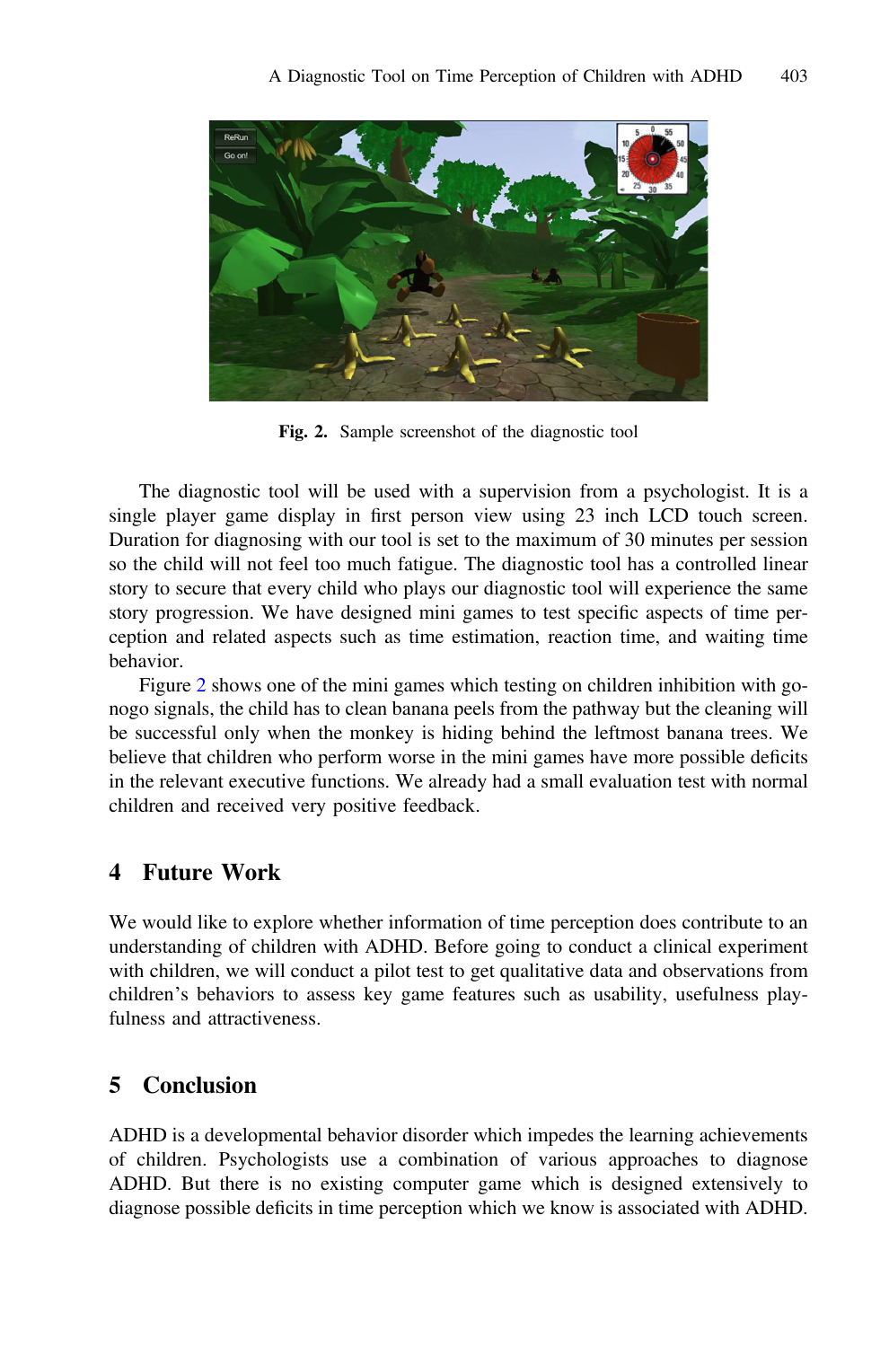Fig. 2. Sample screenshot of the diagnostic tool

The diagnostic tool will be used with a supervision from a psychologist. It is a single player game display in first person view using 23 inch LCD touch screen. Duration for diagnosing with our tool is set to the maximum of 30 minutes per session so the child will not feel too much fatigue. The diagnostic tool has a controlled linear story to secure that every child who plays our diagnostic tool will experience the same story progression. We have designed mini games to test specific aspects of time perception and related aspects such as time estimation, reaction time, and waiting time behavior.

Figure 2 shows one of the mini games which testing on children inhibition with go-nogo signals, the child has to clean banana peels from the pathway but the cleaning will be successful only when the monkey is hiding behind the leftmost banana trees. We believe that children who perform worse in the mini games have more possible deficits in the relevant executive functions. We already had a small evaluation test with normal children and received very positive feedback.

## 4 Future Work

We would like to explore whether information of time perception does contribute to an understanding of children with ADHD. Before going to conduct a clinical experiment with children, we will conduct a pilot test to get qualitative data and observations from children's behaviors to assess key game features such as usability, usefulness playfulness and attractiveness.

## 5 Conclusion

ADHD is a developmental behavior disorder which impedes the learning achievements of children. Psychologists use a combination of various approaches to diagnose ADHD. But there is no existing computer game which is designed extensively to diagnose possible deficits in time perception which we know is associated with ADHD.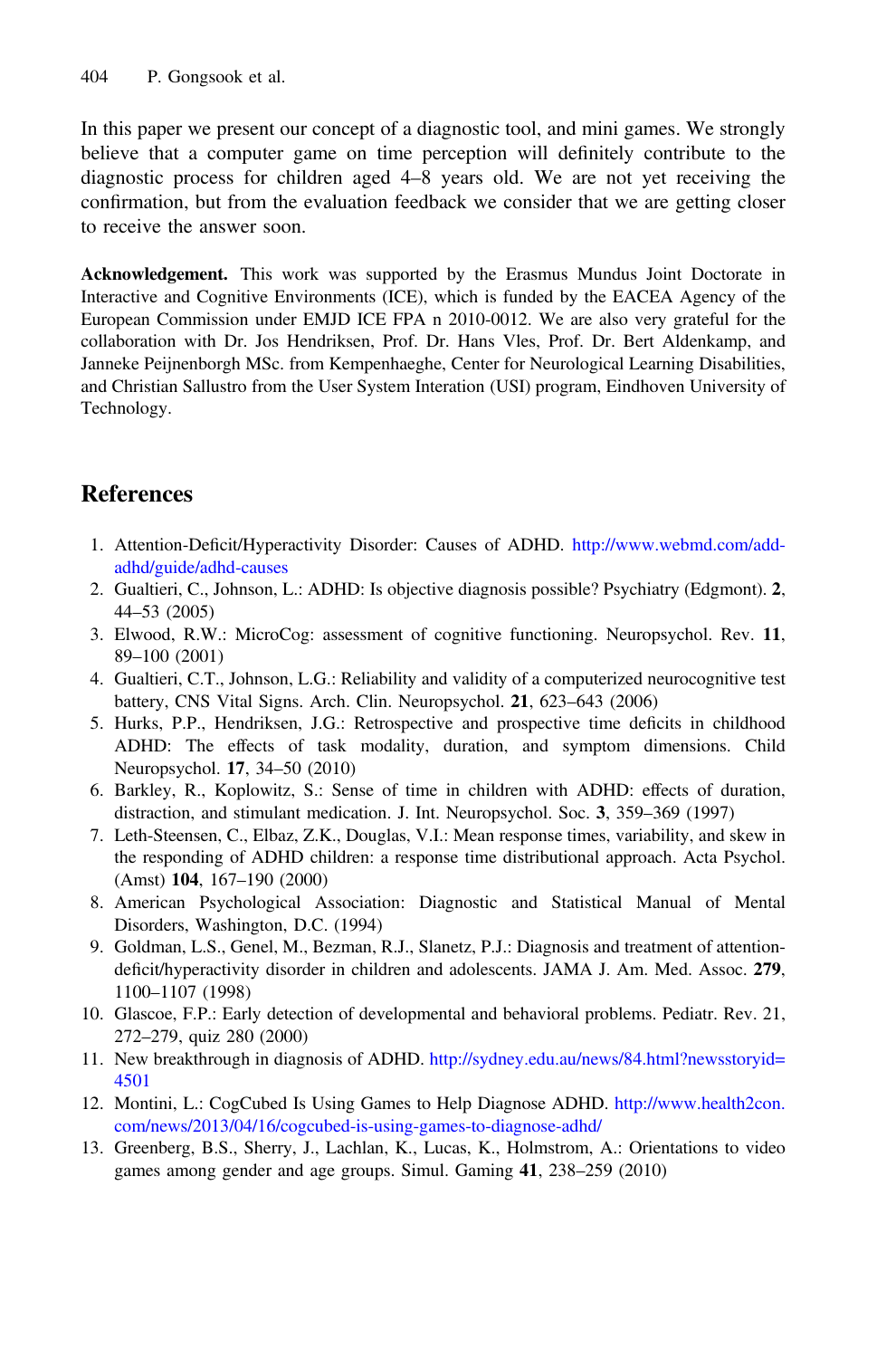In this paper we present our concept of a diagnostic tool, and mini games. We strongly believe that a computer game on time perception will definitely contribute to the diagnostic process for children aged 4–8 years old. We are not yet receiving the confirmation, but from the evaluation feedback we consider that we are getting closer to receive the answer soon.

**Acknowledgement.** This work was supported by the Erasmus Mundus Joint Doctorate in Interactive and Cognitive Environments (ICE), which is funded by the EACEA Agency of the European Commission under EMJD ICE FPA n 2010-0012. We are also very grateful for the collaboration with Dr. Jos Hendriksen, Prof. Dr. Hans Vles, Prof. Dr. Bert Aldenkamp, and Janneke Peijnenborgh MSc. from Kempenhaeghe, Center for Neurological Learning Disabilities, and Christian Sallustro from the User System Interation (USI) program, Eindhoven University of Technology.

## References

1. Attention-Deficit/Hyperactivity Disorder: Causes of ADHD. http://www.webmd.com/add-adhd/guide/adhd-causes
2. Gualtieri, C., Johnson, L.: ADHD: Is objective diagnosis possible? Psychiatry (Edgmont). **2**, 44–53 (2005)
3. Elwood, R.W.: MicroCog: assessment of cognitive functioning. Neuropsychol. Rev. **11**, 89–100 (2001)
4. Gualtieri, C.T., Johnson, L.G.: Reliability and validity of a computerized neurocognitive test battery, CNS Vital Signs. Arch. Clin. Neuropsychol. **21**, 623–643 (2006)
5. Hurks, P.P., Hendriksen, J.G.: Retrospective and prospective time deficits in childhood ADHD: The effects of task modality, duration, and symptom dimensions. Child Neuropsychol. **17**, 34–50 (2010)
6. Barkley, R., Koplowitz, S.: Sense of time in children with ADHD: effects of duration, distraction, and stimulant medication. J. Int. Neuropsychol. Soc. **3**, 359–369 (1997)
7. Leth-Steensen, C., Elbaz, Z.K., Douglas, V.I.: Mean response times, variability, and skew in the responding of ADHD children: a response time distributional approach. Acta Psychol. (Amst) **104**, 167–190 (2000)
8. American Psychological Association: Diagnostic and Statistical Manual of Mental Disorders, Washington, D.C. (1994)
9. Goldman, L.S., Genel, M., Bezman, R.J., Slanetz, P.J.: Diagnosis and treatment of attention-deficit/hyperactivity disorder in children and adolescents. JAMA J. Am. Med. Assoc. **279**, 1100–1107 (1998)
10. Glascoe, F.P.: Early detection of developmental and behavioral problems. Pediatr. Rev. 21, 272–279, quiz 280 (2000)
11. New breakthrough in diagnosis of ADHD. http://sydney.edu.au/news/84.html?newsstoryid=4501
12. Montini, L.: CogCubed Is Using Games to Help Diagnose ADHD. http://www.health2con.com/news/2013/04/16/cogcubed-is-using-games-to-diagnose-adhd/
13. Greenberg, B.S., Sherry, J., Lachlan, K., Lucas, K., Holmstrom, A.: Orientations to video games among gender and age groups. Simul. Gaming **41**, 238–259 (2010)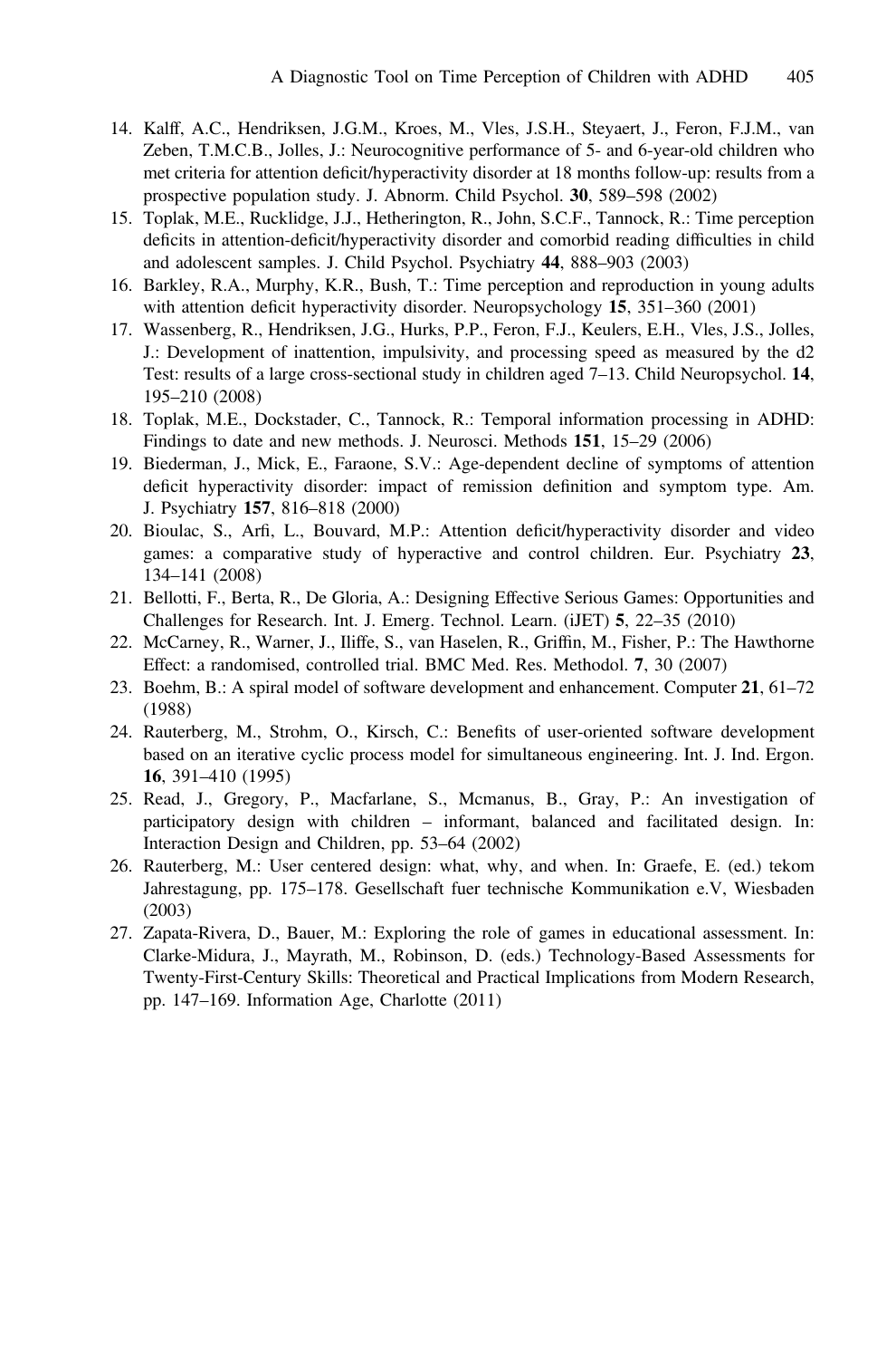14. Kalff, A.C., Hendriksen, J.G.M., Kroes, M., Vles, J.S.H., Steyaert, J., Feron, F.J.M., van Zeben, T.M.C.B., Jolles, J.: Neurocognitive performance of 5- and 6-year-old children who met criteria for attention deficit/hyperactivity disorder at 18 months follow-up: results from a prospective population study. J. Abnorm. Child Psychol. **30**, 589–598 (2002)
15. Toplak, M.E., Rucklidge, J.J., Hetherington, R., John, S.C.F., Tannock, R.: Time perception deficits in attention-deficit/hyperactivity disorder and comorbid reading difficulties in child and adolescent samples. J. Child Psychol. Psychiatry **44**, 888–903 (2003)
16. Barkley, R.A., Murphy, K.R., Bush, T.: Time perception and reproduction in young adults with attention deficit hyperactivity disorder. Neuropsychology **15**, 351–360 (2001)
17. Wassenberg, R., Hendriksen, J.G., Hurks, P.P., Feron, F.J., Keulers, E.H., Vles, J.S., Jolles, J.: Development of inattention, impulsivity, and processing speed as measured by the d2 Test: results of a large cross-sectional study in children aged 7–13. Child Neuropsychol. **14**, 195–210 (2008)
18. Toplak, M.E., Dockstader, C., Tannock, R.: Temporal information processing in ADHD: Findings to date and new methods. J. Neurosci. Methods **151**, 15–29 (2006)
19. Biederman, J., Mick, E., Faraone, S.V.: Age-dependent decline of symptoms of attention deficit hyperactivity disorder: impact of remission definition and symptom type. Am. J. Psychiatry **157**, 816–818 (2000)
20. Bioulac, S., Arfi, L., Bouvard, M.P.: Attention deficit/hyperactivity disorder and video games: a comparative study of hyperactive and control children. Eur. Psychiatry **23**, 134–141 (2008)
21. Bellotti, F., Berta, R., De Gloria, A.: Designing Effective Serious Games: Opportunities and Challenges for Research. Int. J. Emerg. Technol. Learn. (iJET) **5**, 22–35 (2010)
22. McCarney, R., Warner, J., Iliffe, S., van Haselen, R., Griffin, M., Fisher, P.: The Hawthorne Effect: a randomised, controlled trial. BMC Med. Res. Methodol. **7**, 30 (2007)
23. Boehm, B.: A spiral model of software development and enhancement. Computer **21**, 61–72 (1988)
24. Rauterberg, M., Strohm, O., Kirsch, C.: Benefits of user-oriented software development based on an iterative cyclic process model for simultaneous engineering. Int. J. Ind. Ergon. **16**, 391–410 (1995)
25. Read, J., Gregory, P., Macfarlane, S., Mcmanus, B., Gray, P.: An investigation of participatory design with children – informant, balanced and facilitated design. In: Interaction Design and Children, pp. 53–64 (2002)
26. Rauterberg, M.: User centered design: what, why, and when. In: Graefe, E. (ed.) tekom Jahrestagung, pp. 175–178. Gesellschaft fuer technische Kommunikation e.V, Wiesbaden (2003)
27. Zapata-Rivera, D., Bauer, M.: Exploring the role of games in educational assessment. In: Clarke-Midura, J., Mayrath, M., Robinson, D. (eds.) Technology-Based Assessments for Twenty-First-Century Skills: Theoretical and Practical Implications from Modern Research, pp. 147–169. Information Age, Charlotte (2011)